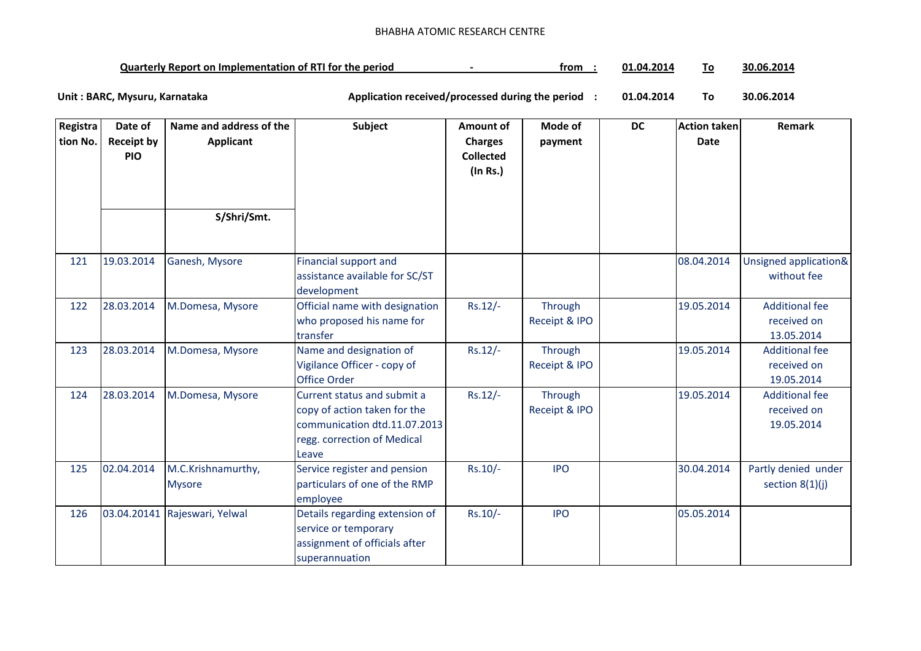BHABHA ATOMIC RESEARCH CENTRE

**Quarterly Report on Implementation of RTI for the period - from : 01.04.2014 To 30.06.2014**

**Unit : BARC, Mysuru, Karnataka** **Application received/processed during the period : 01.04.2014 To 30.06.2014**

| Registration No. | Date of Receipt by PIO | Name and address of the Applicant S/Shri/Smt. | Subject | Amount of Charges Collected (In Rs.) | Mode of payment | DC | Action taken Date | Remark |
|---|---|---|---|---|---|---|---|---|
| 121 | 19.03.2014 | Ganesh, Mysore | Financial support and assistance available for SC/ST development | | | | 08.04.2014 | Unsigned application& without fee |
| 122 | 28.03.2014 | M.Domesa, Mysore | Official name with designation who proposed his name for transfer | Rs.12/- | Through Receipt & IPO | | 19.05.2014 | Additional fee received on 13.05.2014 |
| 123 | 28.03.2014 | M.Domesa, Mysore | Name and designation of Vigilance Officer - copy of Office Order | Rs.12/- | Through Receipt & IPO | | 19.05.2014 | Additional fee received on 19.05.2014 |
| 124 | 28.03.2014 | M.Domesa, Mysore | Current status and submit a copy of action taken for the communication dtd.11.07.2013 regg. correction of Medical Leave | Rs.12/- | Through Receipt & IPO | | 19.05.2014 | Additional fee received on 19.05.2014 |
| 125 | 02.04.2014 | M.C.Krishnamurthy, Mysore | Service register and pension particulars of one of the RMP employee | Rs.10/- | IPO | | 30.04.2014 | Partly denied under section 8(1)(j) |
| 126 | 03.04.20141 | Rajeswari, Yelwal | Details regarding extension of service or temporary assignment of officials after superannuation | Rs.10/- | IPO | | 05.05.2014 | |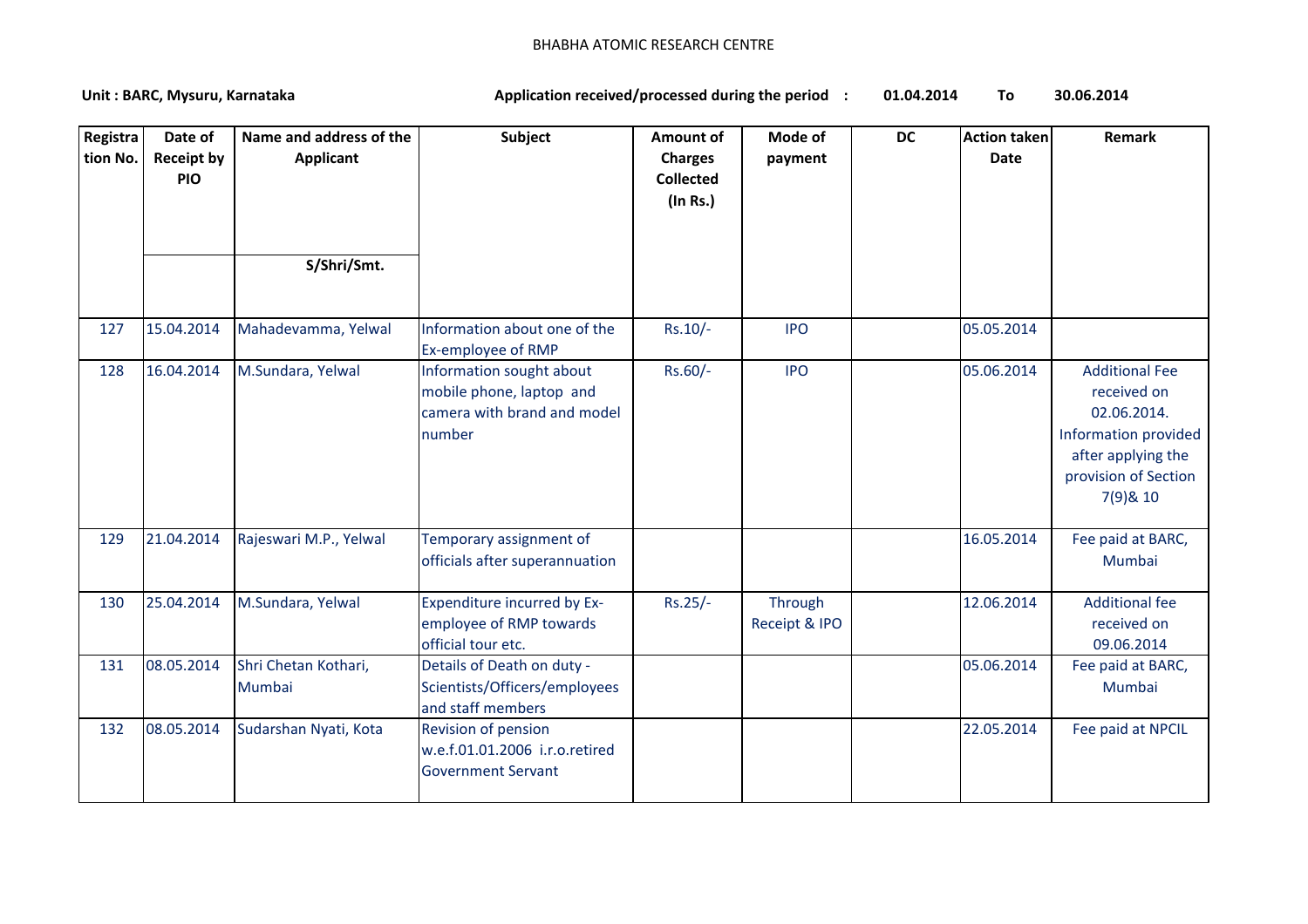BHABHA ATOMIC RESEARCH CENTRE

**Unit : BARC, Mysuru, Karnataka** **Application received/processed during the period : 01.04.2014 To 30.06.2014**

| Registration No. | Date of Receipt by PIO | Name and address of the Applicant S/Shri/Smt. | Subject | Amount of Charges Collected (In Rs.) | Mode of payment | DC | Action taken Date | Remark |
|---|---|---|---|---|---|---|---|---|
| 127 | 15.04.2014 | Mahadevamma, Yelwal | Information about one of the Ex-employee of RMP | Rs.10/- | IPO | | 05.05.2014 | |
| 128 | 16.04.2014 | M.Sundara, Yelwal | Information sought about mobile phone, laptop and camera with brand and model number | Rs.60/- | IPO | | 05.06.2014 | Additional Fee received on 02.06.2014. Information provided after applying the provision of Section 7(9)& 10 |
| 129 | 21.04.2014 | Rajeswari M.P., Yelwal | Temporary assignment of officials after superannuation | | | | 16.05.2014 | Fee paid at BARC, Mumbai |
| 130 | 25.04.2014 | M.Sundara, Yelwal | Expenditure incurred by Ex-employee of RMP towards official tour etc. | Rs.25/- | Through Receipt & IPO | | 12.06.2014 | Additional fee received on 09.06.2014 |
| 131 | 08.05.2014 | Shri Chetan Kothari, Mumbai | Details of Death on duty - Scientists/Officers/employees and staff members | | | | 05.06.2014 | Fee paid at BARC, Mumbai |
| 132 | 08.05.2014 | Sudarshan Nyati, Kota | Revision of pension w.e.f.01.01.2006 i.r.o.retired Government Servant | | | | 22.05.2014 | Fee paid at NPCIL |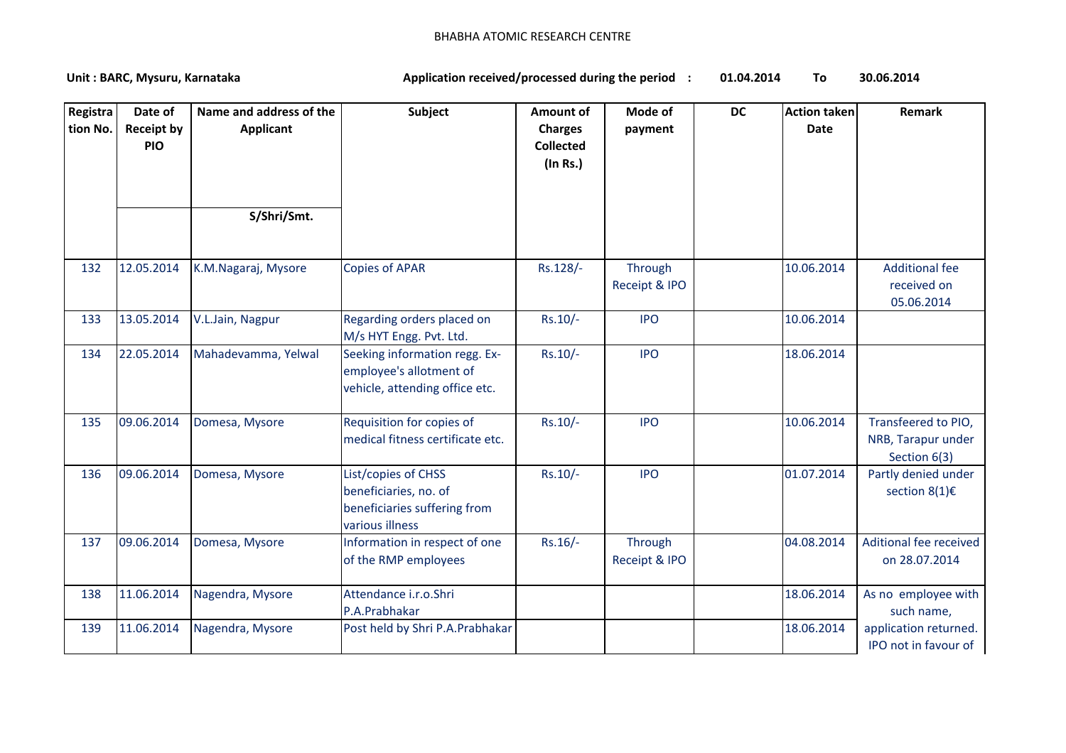BHABHA ATOMIC RESEARCH CENTRE

**Unit : BARC, Mysuru, Karnataka** **Application received/processed during the period : 01.04.2014 To 30.06.2014**

| Registration No. | Date of Receipt by PIO | Name and address of the Applicant S/Shri/Smt. | Subject | Amount of Charges Collected (In Rs.) | Mode of payment | DC | Action taken Date | Remark |
|---|---|---|---|---|---|---|---|---|
| 132 | 12.05.2014 | K.M.Nagaraj, Mysore | Copies of APAR | Rs.128/- | Through Receipt & IPO | | 10.06.2014 | Additional fee received on 05.06.2014 |
| 133 | 13.05.2014 | V.L.Jain, Nagpur | Regarding orders placed on M/s HYT Engg. Pvt. Ltd. | Rs.10/- | IPO | | 10.06.2014 | |
| 134 | 22.05.2014 | Mahadevamma, Yelwal | Seeking information regg. Ex-employee's allotment of vehicle, attending office etc. | Rs.10/- | IPO | | 18.06.2014 | |
| 135 | 09.06.2014 | Domesa, Mysore | Requisition for copies of medical fitness certificate etc. | Rs.10/- | IPO | | 10.06.2014 | Transfeered to PIO, NRB, Tarapur under Section 6(3) |
| 136 | 09.06.2014 | Domesa, Mysore | List/copies of CHSS beneficiaries, no. of beneficiaries suffering from various illness | Rs.10/- | IPO | | 01.07.2014 | Partly denied under section 8(1)€ |
| 137 | 09.06.2014 | Domesa, Mysore | Information in respect of one of the RMP employees | Rs.16/- | Through Receipt & IPO | | 04.08.2014 | Aditional fee received on 28.07.2014 |
| 138 | 11.06.2014 | Nagendra, Mysore | Attendance i.r.o.Shri P.A.Prabhakar | | | | 18.06.2014 | As no employee with such name, |
| 139 | 11.06.2014 | Nagendra, Mysore | Post held by Shri P.A.Prabhakar | | | | 18.06.2014 | application returned. IPO not in favour of |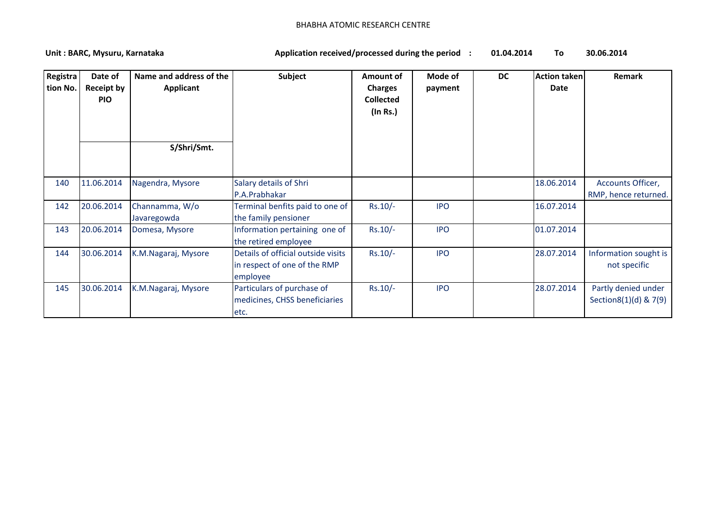BHABHA ATOMIC RESEARCH CENTRE

**Unit : BARC, Mysuru, Karnataka** **Application received/processed during the period : 01.04.2014 To 30.06.2014**

| Registration No. | Date of Receipt by PIO | Name and address of the Applicant S/Shri/Smt. | Subject | Amount of Charges Collected (In Rs.) | Mode of payment | DC | Action taken Date | Remark |
|---|---|---|---|---|---|---|---|---|
| 140 | 11.06.2014 | Nagendra, Mysore | Salary details of Shri P.A.Prabhakar | | | | 18.06.2014 | Accounts Officer, RMP, hence returned. |
| 142 | 20.06.2014 | Channamma, W/o Javaregowda | Terminal benfits paid to one of the family pensioner | Rs.10/- | IPO | | 16.07.2014 | |
| 143 | 20.06.2014 | Domesa, Mysore | Information pertaining one of the retired employee | Rs.10/- | IPO | | 01.07.2014 | |
| 144 | 30.06.2014 | K.M.Nagaraj, Mysore | Details of official outside visits in respect of one of the RMP employee | Rs.10/- | IPO | | 28.07.2014 | Information sought is not specific |
| 145 | 30.06.2014 | K.M.Nagaraj, Mysore | Particulars of purchase of medicines, CHSS beneficiaries etc. | Rs.10/- | IPO | | 28.07.2014 | Partly denied under Section8(1)(d) & 7(9) |